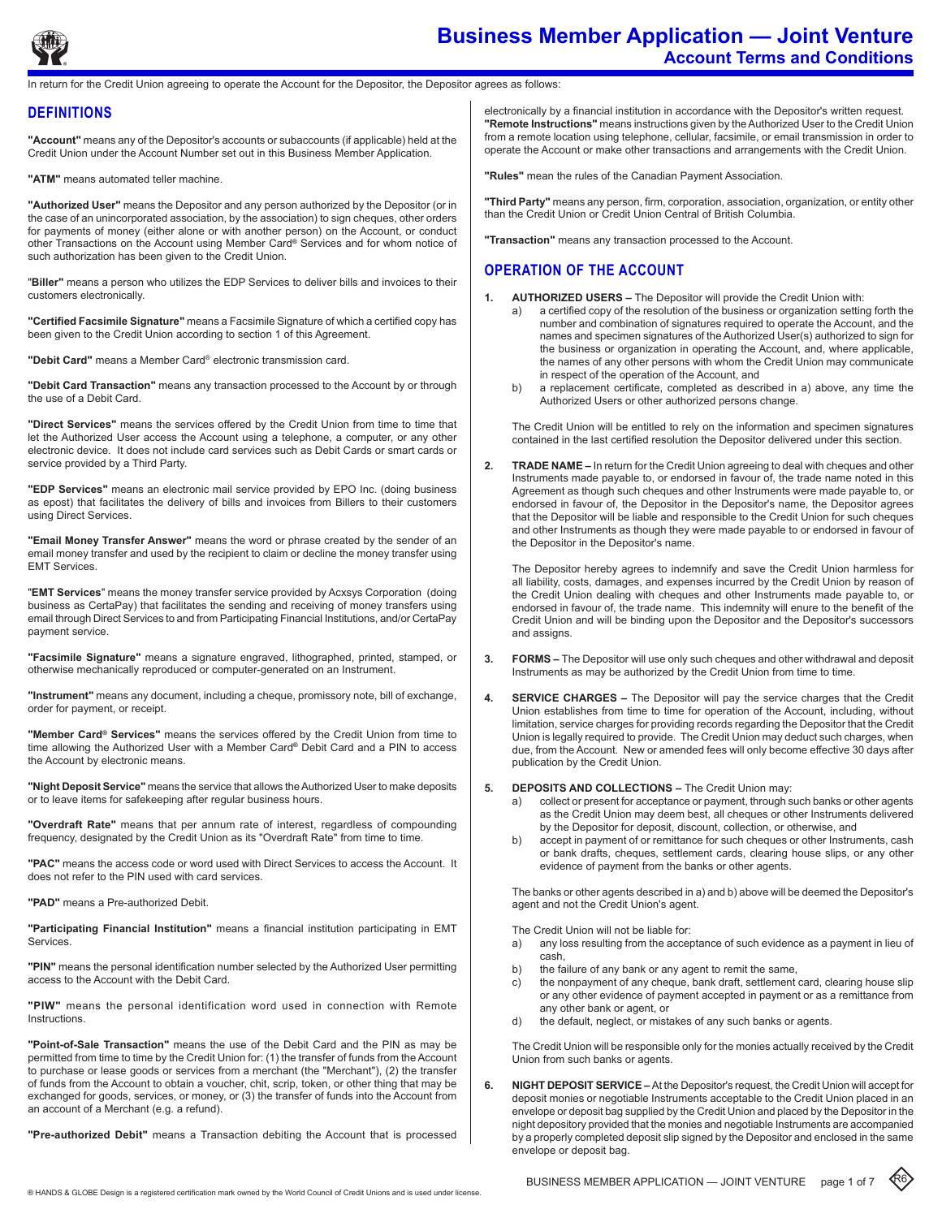# Business Member Application — Joint Venture
## Account Terms and Conditions

In return for the Credit Union agreeing to operate the Account for the Depositor, the Depositor agrees as follows:

## DEFINITIONS

**"Account"** means any of the Depositor's accounts or subaccounts (if applicable) held at the Credit Union under the Account Number set out in this Business Member Application.

**"ATM"** means automated teller machine.

**"Authorized User"** means the Depositor and any person authorized by the Depositor (or in the case of an unincorporated association, by the association) to sign cheques, other orders for payments of money (either alone or with another person) on the Account, or conduct other Transactions on the Account using Member Card® Services and for whom notice of such authorization has been given to the Credit Union.

"**Biller**" means a person who utilizes the EDP Services to deliver bills and invoices to their customers electronically.

**"Certified Facsimile Signature"** means a Facsimile Signature of which a certified copy has been given to the Credit Union according to section 1 of this Agreement.

**"Debit Card"** means a Member Card® electronic transmission card.

**"Debit Card Transaction"** means any transaction processed to the Account by or through the use of a Debit Card.

**"Direct Services"** means the services offered by the Credit Union from time to time that let the Authorized User access the Account using a telephone, a computer, or any other electronic device. It does not include card services such as Debit Cards or smart cards or service provided by a Third Party.

**"EDP Services"** means an electronic mail service provided by EPO Inc. (doing business as epost) that facilitates the delivery of bills and invoices from Billers to their customers using Direct Services.

**"Email Money Transfer Answer"** means the word or phrase created by the sender of an email money transfer and used by the recipient to claim or decline the money transfer using EMT Services.

"**EMT Services**" means the money transfer service provided by Acxsys Corporation (doing business as CertaPay) that facilitates the sending and receiving of money transfers using email through Direct Services to and from Participating Financial Institutions, and/or CertaPay payment service.

**"Facsimile Signature"** means a signature engraved, lithographed, printed, stamped, or otherwise mechanically reproduced or computer-generated on an Instrument.

**"Instrument"** means any document, including a cheque, promissory note, bill of exchange, order for payment, or receipt.

**"Member Card® Services"** means the services offered by the Credit Union from time to time allowing the Authorized User with a Member Card® Debit Card and a PIN to access the Account by electronic means.

**"Night Deposit Service"** means the service that allows the Authorized User to make deposits or to leave items for safekeeping after regular business hours.

**"Overdraft Rate"** means that per annum rate of interest, regardless of compounding frequency, designated by the Credit Union as its "Overdraft Rate" from time to time.

**"PAC"** means the access code or word used with Direct Services to access the Account. It does not refer to the PIN used with card services.

**"PAD"** means a Pre-authorized Debit.

**"Participating Financial Institution"** means a financial institution participating in EMT Services.

**"PIN"** means the personal identification number selected by the Authorized User permitting access to the Account with the Debit Card.

**"PIW"** means the personal identification word used in connection with Remote Instructions.

**"Point-of-Sale Transaction"** means the use of the Debit Card and the PIN as may be permitted from time to time by the Credit Union for: (1) the transfer of funds from the Account to purchase or lease goods or services from a merchant (the "Merchant"), (2) the transfer of funds from the Account to obtain a voucher, chit, scrip, token, or other thing that may be exchanged for goods, services, or money, or (3) the transfer of funds into the Account from an account of a Merchant (e.g. a refund).

**"Pre-authorized Debit"** means a Transaction debiting the Account that is processed electronically by a financial institution in accordance with the Depositor's written request.

**"Remote Instructions"** means instructions given by the Authorized User to the Credit Union from a remote location using telephone, cellular, facsimile, or email transmission in order to operate the Account or make other transactions and arrangements with the Credit Union.

**"Rules"** mean the rules of the Canadian Payment Association.

**"Third Party"** means any person, firm, corporation, association, organization, or entity other than the Credit Union or Credit Union Central of British Columbia.

**"Transaction"** means any transaction processed to the Account.

## OPERATION OF THE ACCOUNT

1. **AUTHORIZED USERS –** The Depositor will provide the Credit Union with:
   a) a certified copy of the resolution of the business or organization setting forth the number and combination of signatures required to operate the Account, and the names and specimen signatures of the Authorized User(s) authorized to sign for the business or organization in operating the Account, and, where applicable, the names of any other persons with whom the Credit Union may communicate in respect of the operation of the Account, and
   b) a replacement certificate, completed as described in a) above, any time the Authorized Users or other authorized persons change.

   The Credit Union will be entitled to rely on the information and specimen signatures contained in the last certified resolution the Depositor delivered under this section.

2. **TRADE NAME –** In return for the Credit Union agreeing to deal with cheques and other Instruments made payable to, or endorsed in favour of, the trade name noted in this Agreement as though such cheques and other Instruments were made payable to, or endorsed in favour of, the Depositor in the Depositor's name, the Depositor agrees that the Depositor will be liable and responsible to the Credit Union for such cheques and other Instruments as though they were made payable to or endorsed in favour of the Depositor in the Depositor's name.

   The Depositor hereby agrees to indemnify and save the Credit Union harmless for all liability, costs, damages, and expenses incurred by the Credit Union by reason of the Credit Union dealing with cheques and other Instruments made payable to, or endorsed in favour of, the trade name. This indemnity will enure to the benefit of the Credit Union and will be binding upon the Depositor and the Depositor's successors and assigns.

3. **FORMS –** The Depositor will use only such cheques and other withdrawal and deposit Instruments as may be authorized by the Credit Union from time to time.

4. **SERVICE CHARGES –** The Depositor will pay the service charges that the Credit Union establishes from time to time for operation of the Account, including, without limitation, service charges for providing records regarding the Depositor that the Credit Union is legally required to provide. The Credit Union may deduct such charges, when due, from the Account. New or amended fees will only become effective 30 days after publication by the Credit Union.

5. **DEPOSITS AND COLLECTIONS –** The Credit Union may:
   a) collect or present for acceptance or payment, through such banks or other agents as the Credit Union may deem best, all cheques or other Instruments delivered by the Depositor for deposit, discount, collection, or otherwise, and
   b) accept in payment of or remittance for such cheques or other Instruments, cash or bank drafts, cheques, settlement cards, clearing house slips, or any other evidence of payment from the banks or other agents.

   The banks or other agents described in a) and b) above will be deemed the Depositor's agent and not the Credit Union's agent.

   The Credit Union will not be liable for:
   a) any loss resulting from the acceptance of such evidence as a payment in lieu of cash,
   b) the failure of any bank or any agent to remit the same,
   c) the nonpayment of any cheque, bank draft, settlement card, clearing house slip or any other evidence of payment accepted in payment or as a remittance from any other bank or agent, or
   d) the default, neglect, or mistakes of any such banks or agents.

   The Credit Union will be responsible only for the monies actually received by the Credit Union from such banks or agents.

6. **NIGHT DEPOSIT SERVICE –** At the Depositor's request, the Credit Union will accept for deposit monies or negotiable Instruments acceptable to the Credit Union placed in an envelope or deposit bag supplied by the Credit Union and placed by the Depositor in the night depository provided that the monies and negotiable Instruments are accompanied by a properly completed deposit slip signed by the Depositor and enclosed in the same envelope or deposit bag.

® HANDS & GLOBE Design is a registered certification mark owned by the World Council of Credit Unions and is used under license.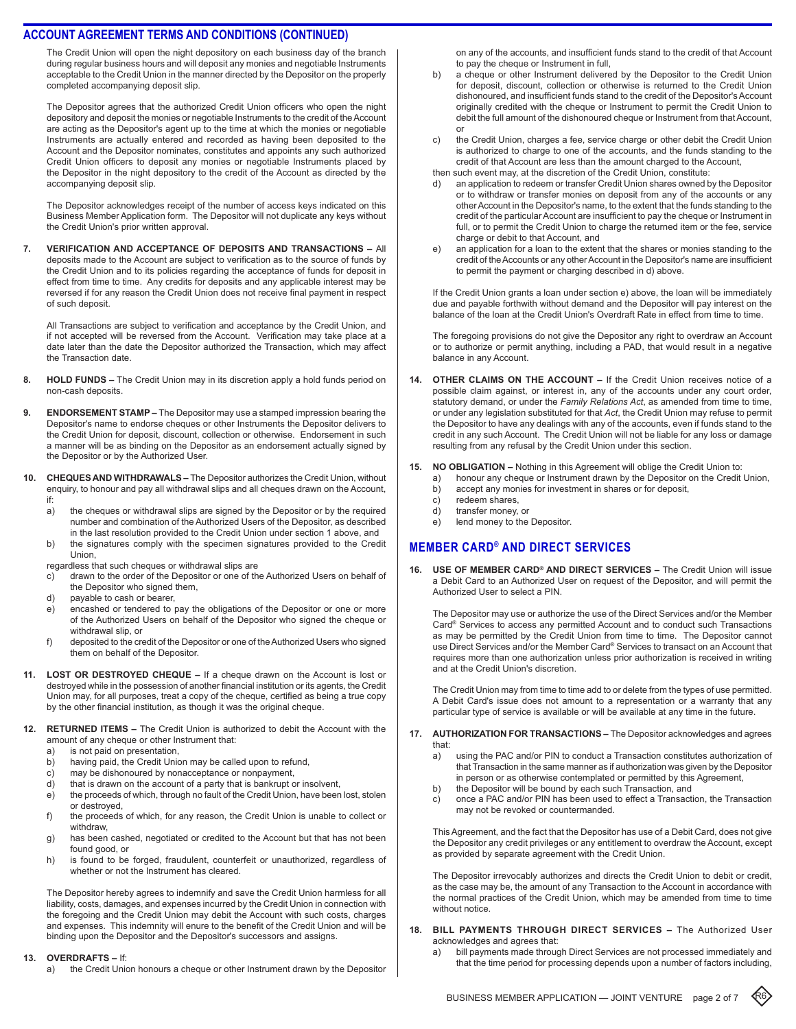## ACCOUNT AGREEMENT TERMS AND CONDITIONS (CONTINUED)

The Credit Union will open the night depository on each business day of the branch during regular business hours and will deposit any monies and negotiable Instruments acceptable to the Credit Union in the manner directed by the Depositor on the properly completed accompanying deposit slip.

The Depositor agrees that the authorized Credit Union officers who open the night depository and deposit the monies or negotiable Instruments to the credit of the Account are acting as the Depositor's agent up to the time at which the monies or negotiable Instruments are actually entered and recorded as having been deposited to the Account and the Depositor nominates, constitutes and appoints any such authorized Credit Union officers to deposit any monies or negotiable Instruments placed by the Depositor in the night depository to the credit of the Account as directed by the accompanying deposit slip.

The Depositor acknowledges receipt of the number of access keys indicated on this Business Member Application form. The Depositor will not duplicate any keys without the Credit Union's prior written approval.

**7. VERIFICATION AND ACCEPTANCE OF DEPOSITS AND TRANSACTIONS –** All deposits made to the Account are subject to verification as to the source of funds by the Credit Union and to its policies regarding the acceptance of funds for deposit in effect from time to time. Any credits for deposits and any applicable interest may be reversed if for any reason the Credit Union does not receive final payment in respect of such deposit.

All Transactions are subject to verification and acceptance by the Credit Union, and if not accepted will be reversed from the Account. Verification may take place at a date later than the date the Depositor authorized the Transaction, which may affect the Transaction date.

**8. HOLD FUNDS –** The Credit Union may in its discretion apply a hold funds period on non-cash deposits.

**9. ENDORSEMENT STAMP –** The Depositor may use a stamped impression bearing the Depositor's name to endorse cheques or other Instruments the Depositor delivers to the Credit Union for deposit, discount, collection or otherwise. Endorsement in such a manner will be as binding on the Depositor as an endorsement actually signed by the Depositor or by the Authorized User.

**10. CHEQUES AND WITHDRAWALS –** The Depositor authorizes the Credit Union, without enquiry, to honour and pay all withdrawal slips and all cheques drawn on the Account, if:

a) the cheques or withdrawal slips are signed by the Depositor or by the required number and combination of the Authorized Users of the Depositor, as described in the last resolution provided to the Credit Union under section 1 above, and
b) the signatures comply with the specimen signatures provided to the Credit Union,

regardless that such cheques or withdrawal slips are

c) drawn to the order of the Depositor or one of the Authorized Users on behalf of the Depositor who signed them,
d) payable to cash or bearer,
e) encashed or tendered to pay the obligations of the Depositor or one or more of the Authorized Users on behalf of the Depositor who signed the cheque or withdrawal slip, or
f) deposited to the credit of the Depositor or one of the Authorized Users who signed them on behalf of the Depositor.

**11. LOST OR DESTROYED CHEQUE –** If a cheque drawn on the Account is lost or destroyed while in the possession of another financial institution or its agents, the Credit Union may, for all purposes, treat a copy of the cheque, certified as being a true copy by the other financial institution, as though it was the original cheque.

**12. RETURNED ITEMS –** The Credit Union is authorized to debit the Account with the amount of any cheque or other Instrument that:

a) is not paid on presentation,
b) having paid, the Credit Union may be called upon to refund,
c) may be dishonoured by nonacceptance or nonpayment,
d) that is drawn on the account of a party that is bankrupt or insolvent,
e) the proceeds of which, through no fault of the Credit Union, have been lost, stolen or destroyed,
f) the proceeds of which, for any reason, the Credit Union is unable to collect or withdraw,
g) has been cashed, negotiated or credited to the Account but that has not been found good, or
h) is found to be forged, fraudulent, counterfeit or unauthorized, regardless of whether or not the Instrument has cleared.

The Depositor hereby agrees to indemnify and save the Credit Union harmless for all liability, costs, damages, and expenses incurred by the Credit Union in connection with the foregoing and the Credit Union may debit the Account with such costs, charges and expenses. This indemnity will enure to the benefit of the Credit Union and will be binding upon the Depositor and the Depositor's successors and assigns.

**13. OVERDRAFTS –** If:

a) the Credit Union honours a cheque or other Instrument drawn by the Depositor on any of the accounts, and insufficient funds stand to the credit of that Account to pay the cheque or Instrument in full,
b) a cheque or other Instrument delivered by the Depositor to the Credit Union for deposit, discount, collection or otherwise is returned to the Credit Union dishonoured, and insufficient funds stand to the credit of the Depositor's Account originally credited with the cheque or Instrument to permit the Credit Union to debit the full amount of the dishonoured cheque or Instrument from that Account, or
c) the Credit Union, charges a fee, service charge or other debit the Credit Union is authorized to charge to one of the accounts, and the funds standing to the credit of that Account are less than the amount charged to the Account,

then such event may, at the discretion of the Credit Union, constitute:

d) an application to redeem or transfer Credit Union shares owned by the Depositor or to withdraw or transfer monies on deposit from any of the accounts or any other Account in the Depositor's name, to the extent that the funds standing to the credit of the particular Account are insufficient to pay the cheque or Instrument in full, or to permit the Credit Union to charge the returned item or the fee, service charge or debit to that Account, and
e) an application for a loan to the extent that the shares or monies standing to the credit of the Accounts or any other Account in the Depositor's name are insufficient to permit the payment or charging described in d) above.

If the Credit Union grants a loan under section e) above, the loan will be immediately due and payable forthwith without demand and the Depositor will pay interest on the balance of the loan at the Credit Union's Overdraft Rate in effect from time to time.

The foregoing provisions do not give the Depositor any right to overdraw an Account or to authorize or permit anything, including a PAD, that would result in a negative balance in any Account.

**14. OTHER CLAIMS ON THE ACCOUNT –** If the Credit Union receives notice of a possible claim against, or interest in, any of the accounts under any court order, statutory demand, or under the *Family Relations Act*, as amended from time to time, or under any legislation substituted for that *Act*, the Credit Union may refuse to permit the Depositor to have any dealings with any of the accounts, even if funds stand to the credit in any such Account. The Credit Union will not be liable for any loss or damage resulting from any refusal by the Credit Union under this section.

**15. NO OBLIGATION –** Nothing in this Agreement will oblige the Credit Union to:

a) honour any cheque or Instrument drawn by the Depositor on the Credit Union,
b) accept any monies for investment in shares or for deposit,
c) redeem shares,
d) transfer money, or
e) lend money to the Depositor.

## MEMBER CARD® AND DIRECT SERVICES

**16. USE OF MEMBER CARD® AND DIRECT SERVICES –** The Credit Union will issue a Debit Card to an Authorized User on request of the Depositor, and will permit the Authorized User to select a PIN.

The Depositor may use or authorize the use of the Direct Services and/or the Member Card® Services to access any permitted Account and to conduct such Transactions as may be permitted by the Credit Union from time to time. The Depositor cannot use Direct Services and/or the Member Card® Services to transact on an Account that requires more than one authorization unless prior authorization is received in writing and at the Credit Union's discretion.

The Credit Union may from time to time add to or delete from the types of use permitted. A Debit Card's issue does not amount to a representation or a warranty that any particular type of service is available or will be available at any time in the future.

**17. AUTHORIZATION FOR TRANSACTIONS –** The Depositor acknowledges and agrees that:

a) using the PAC and/or PIN to conduct a Transaction constitutes authorization of that Transaction in the same manner as if authorization was given by the Depositor in person or as otherwise contemplated or permitted by this Agreement,
b) the Depositor will be bound by each such Transaction, and
c) once a PAC and/or PIN has been used to effect a Transaction, the Transaction may not be revoked or countermanded.

This Agreement, and the fact that the Depositor has use of a Debit Card, does not give the Depositor any credit privileges or any entitlement to overdraw the Account, except as provided by separate agreement with the Credit Union.

The Depositor irrevocably authorizes and directs the Credit Union to debit or credit, as the case may be, the amount of any Transaction to the Account in accordance with the normal practices of the Credit Union, which may be amended from time to time without notice.

**18. BILL PAYMENTS THROUGH DIRECT SERVICES –** The Authorized User acknowledges and agrees that:

a) bill payments made through Direct Services are not processed immediately and that the time period for processing depends upon a number of factors including,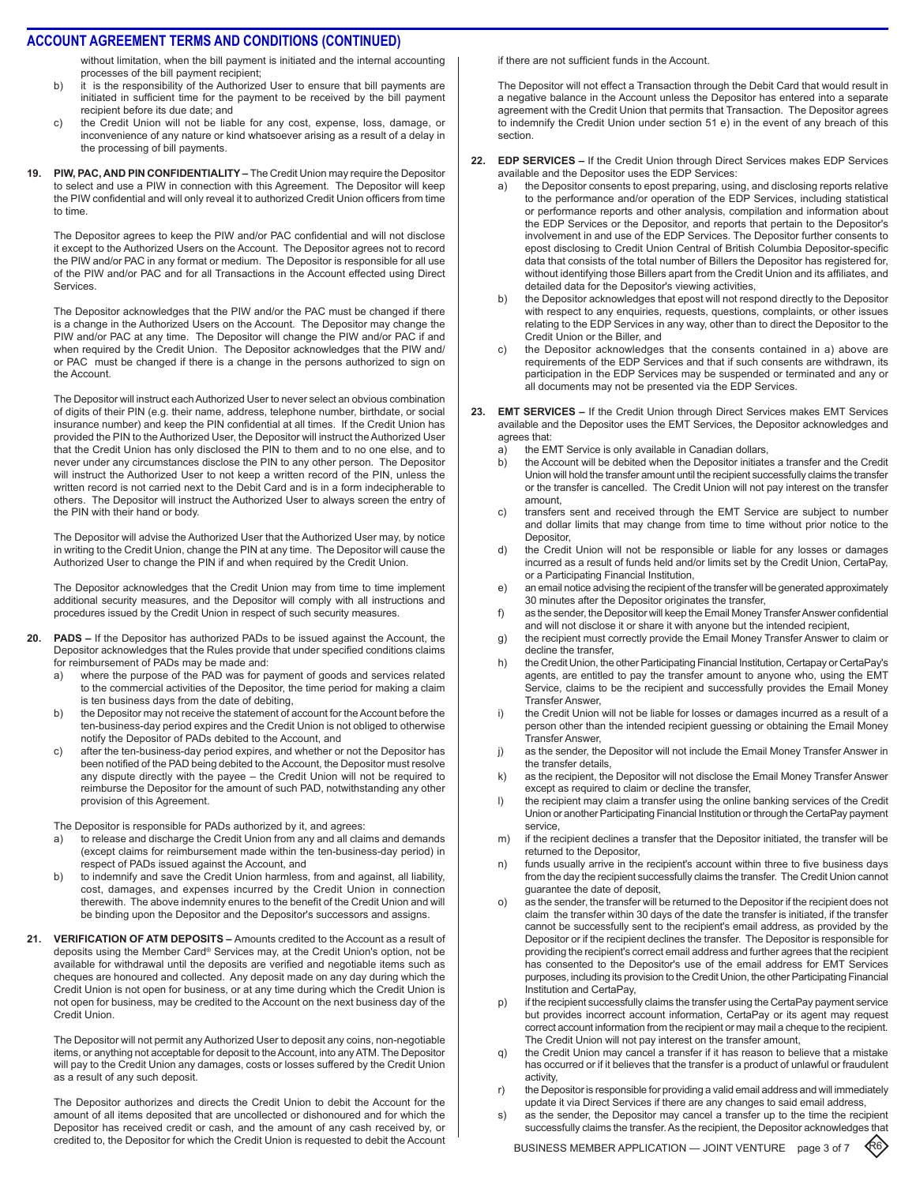## ACCOUNT AGREEMENT TERMS AND CONDITIONS (CONTINUED)

without limitation, when the bill payment is initiated and the internal accounting processes of the bill payment recipient;

b) it is the responsibility of the Authorized User to ensure that bill payments are initiated in sufficient time for the payment to be received by the bill payment recipient before its due date; and

c) the Credit Union will not be liable for any cost, expense, loss, damage, or inconvenience of any nature or kind whatsoever arising as a result of a delay in the processing of bill payments.

**19. PIW, PAC, AND PIN CONFIDENTIALITY –** The Credit Union may require the Depositor to select and use a PIW in connection with this Agreement. The Depositor will keep the PIW confidential and will only reveal it to authorized Credit Union officers from time to time.

The Depositor agrees to keep the PIW and/or PAC confidential and will not disclose it except to the Authorized Users on the Account. The Depositor agrees not to record the PIW and/or PAC in any format or medium. The Depositor is responsible for all use of the PIW and/or PAC and for all Transactions in the Account effected using Direct Services.

The Depositor acknowledges that the PIW and/or the PAC must be changed if there is a change in the Authorized Users on the Account. The Depositor may change the PIW and/or PAC at any time. The Depositor will change the PIW and/or PAC if and when required by the Credit Union. The Depositor acknowledges that the PIW and/or PAC must be changed if there is a change in the persons authorized to sign on the Account.

The Depositor will instruct each Authorized User to never select an obvious combination of digits of their PIN (e.g. their name, address, telephone number, birthdate, or social insurance number) and keep the PIN confidential at all times. If the Credit Union has provided the PIN to the Authorized User, the Depositor will instruct the Authorized User that the Credit Union has only disclosed the PIN to them and to no one else, and to never under any circumstances disclose the PIN to any other person. The Depositor will instruct the Authorized User to not keep a written record of the PIN, unless the written record is not carried next to the Debit Card and is in a form indecipherable to others. The Depositor will instruct the Authorized User to always screen the entry of the PIN with their hand or body.

The Depositor will advise the Authorized User that the Authorized User may, by notice in writing to the Credit Union, change the PIN at any time. The Depositor will cause the Authorized User to change the PIN if and when required by the Credit Union.

The Depositor acknowledges that the Credit Union may from time to time implement additional security measures, and the Depositor will comply with all instructions and procedures issued by the Credit Union in respect of such security measures.

**20. PADS –** If the Depositor has authorized PADs to be issued against the Account, the Depositor acknowledges that the Rules provide that under specified conditions claims for reimbursement of PADs may be made and:

a) where the purpose of the PAD was for payment of goods and services related to the commercial activities of the Depositor, the time period for making a claim is ten business days from the date of debiting,

b) the Depositor may not receive the statement of account for the Account before the ten-business-day period expires and the Credit Union is not obliged to otherwise notify the Depositor of PADs debited to the Account, and

c) after the ten-business-day period expires, and whether or not the Depositor has been notified of the PAD being debited to the Account, the Depositor must resolve any dispute directly with the payee – the Credit Union will not be required to reimburse the Depositor for the amount of such PAD, notwithstanding any other provision of this Agreement.

The Depositor is responsible for PADs authorized by it, and agrees:

a) to release and discharge the Credit Union from any and all claims and demands (except claims for reimbursement made within the ten-business-day period) in respect of PADs issued against the Account, and

b) to indemnify and save the Credit Union harmless, from and against, all liability, cost, damages, and expenses incurred by the Credit Union in connection therewith. The above indemnity enures to the benefit of the Credit Union and will be binding upon the Depositor and the Depositor's successors and assigns.

**21. VERIFICATION OF ATM DEPOSITS –** Amounts credited to the Account as a result of deposits using the Member Card® Services may, at the Credit Union's option, not be available for withdrawal until the deposits are verified and negotiable items such as cheques are honoured and collected. Any deposit made on any day during which the Credit Union is not open for business, or at any time during which the Credit Union is not open for business, may be credited to the Account on the next business day of the Credit Union.

The Depositor will not permit any Authorized User to deposit any coins, non-negotiable items, or anything not acceptable for deposit to the Account, into any ATM. The Depositor will pay to the Credit Union any damages, costs or losses suffered by the Credit Union as a result of any such deposit.

The Depositor authorizes and directs the Credit Union to debit the Account for the amount of all items deposited that are uncollected or dishonoured and for which the Depositor has received credit or cash, and the amount of any cash received by, or credited to, the Depositor for which the Credit Union is requested to debit the Account if there are not sufficient funds in the Account.

The Depositor will not effect a Transaction through the Debit Card that would result in a negative balance in the Account unless the Depositor has entered into a separate agreement with the Credit Union that permits that Transaction. The Depositor agrees to indemnify the Credit Union under section 51 e) in the event of any breach of this section.

**22. EDP SERVICES –** If the Credit Union through Direct Services makes EDP Services available and the Depositor uses the EDP Services:

a) the Depositor consents to epost preparing, using, and disclosing reports relative to the performance and/or operation of the EDP Services, including statistical or performance reports and other analysis, compilation and information about the EDP Services or the Depositor, and reports that pertain to the Depositor's involvement in and use of the EDP Services. The Depositor further consents to epost disclosing to Credit Union Central of British Columbia Depositor-specific data that consists of the total number of Billers the Depositor has registered for, without identifying those Billers apart from the Credit Union and its affiliates, and detailed data for the Depositor's viewing activities,

b) the Depositor acknowledges that epost will not respond directly to the Depositor with respect to any enquiries, requests, questions, complaints, or other issues relating to the EDP Services in any way, other than to direct the Depositor to the Credit Union or the Biller, and

c) the Depositor acknowledges that the consents contained in a) above are requirements of the EDP Services and that if such consents are withdrawn, its participation in the EDP Services may be suspended or terminated and any or all documents may not be presented via the EDP Services.

**23. EMT SERVICES –** If the Credit Union through Direct Services makes EMT Services available and the Depositor uses the EMT Services, the Depositor acknowledges and agrees that:

a) the EMT Service is only available in Canadian dollars,

b) the Account will be debited when the Depositor initiates a transfer and the Credit Union will hold the transfer amount until the recipient successfully claims the transfer or the transfer is cancelled. The Credit Union will not pay interest on the transfer amount,

c) transfers sent and received through the EMT Service are subject to number and dollar limits that may change from time to time without prior notice to the Depositor,

d) the Credit Union will not be responsible or liable for any losses or damages incurred as a result of funds held and/or limits set by the Credit Union, CertaPay, or a Participating Financial Institution,

e) an email notice advising the recipient of the transfer will be generated approximately 30 minutes after the Depositor originates the transfer,

f) as the sender, the Depositor will keep the Email Money Transfer Answer confidential and will not disclose it or share it with anyone but the intended recipient,

g) the recipient must correctly provide the Email Money Transfer Answer to claim or decline the transfer,

h) the Credit Union, the other Participating Financial Institution, Certapay or CertaPay's agents, are entitled to pay the transfer amount to anyone who, using the EMT Service, claims to be the recipient and successfully provides the Email Money Transfer Answer,

i) the Credit Union will not be liable for losses or damages incurred as a result of a person other than the intended recipient guessing or obtaining the Email Money Transfer Answer,

j) as the sender, the Depositor will not include the Email Money Transfer Answer in the transfer details,

k) as the recipient, the Depositor will not disclose the Email Money Transfer Answer except as required to claim or decline the transfer,

l) the recipient may claim a transfer using the online banking services of the Credit Union or another Participating Financial Institution or through the CertaPay payment service,

m) if the recipient declines a transfer that the Depositor initiated, the transfer will be returned to the Depositor,

n) funds usually arrive in the recipient's account within three to five business days from the day the recipient successfully claims the transfer. The Credit Union cannot guarantee the date of deposit,

o) as the sender, the transfer will be returned to the Depositor if the recipient does not claim the transfer within 30 days of the date the transfer is initiated, if the transfer cannot be successfully sent to the recipient's email address, as provided by the Depositor or if the recipient declines the transfer. The Depositor is responsible for providing the recipient's correct email address and further agrees that the recipient has consented to the Depositor's use of the email address for EMT Services purposes, including its provision to the Credit Union, the other Participating Financial Institution and CertaPay,

p) if the recipient successfully claims the transfer using the CertaPay payment service but provides incorrect account information, CertaPay or its agent may request correct account information from the recipient or may mail a cheque to the recipient. The Credit Union will not pay interest on the transfer amount,

q) the Credit Union may cancel a transfer if it has reason to believe that a mistake has occurred or if it believes that the transfer is a product of unlawful or fraudulent activity,

r) the Depositor is responsible for providing a valid email address and will immediately update it via Direct Services if there are any changes to said email address,

s) as the sender, the Depositor may cancel a transfer up to the time the recipient successfully claims the transfer. As the recipient, the Depositor acknowledges that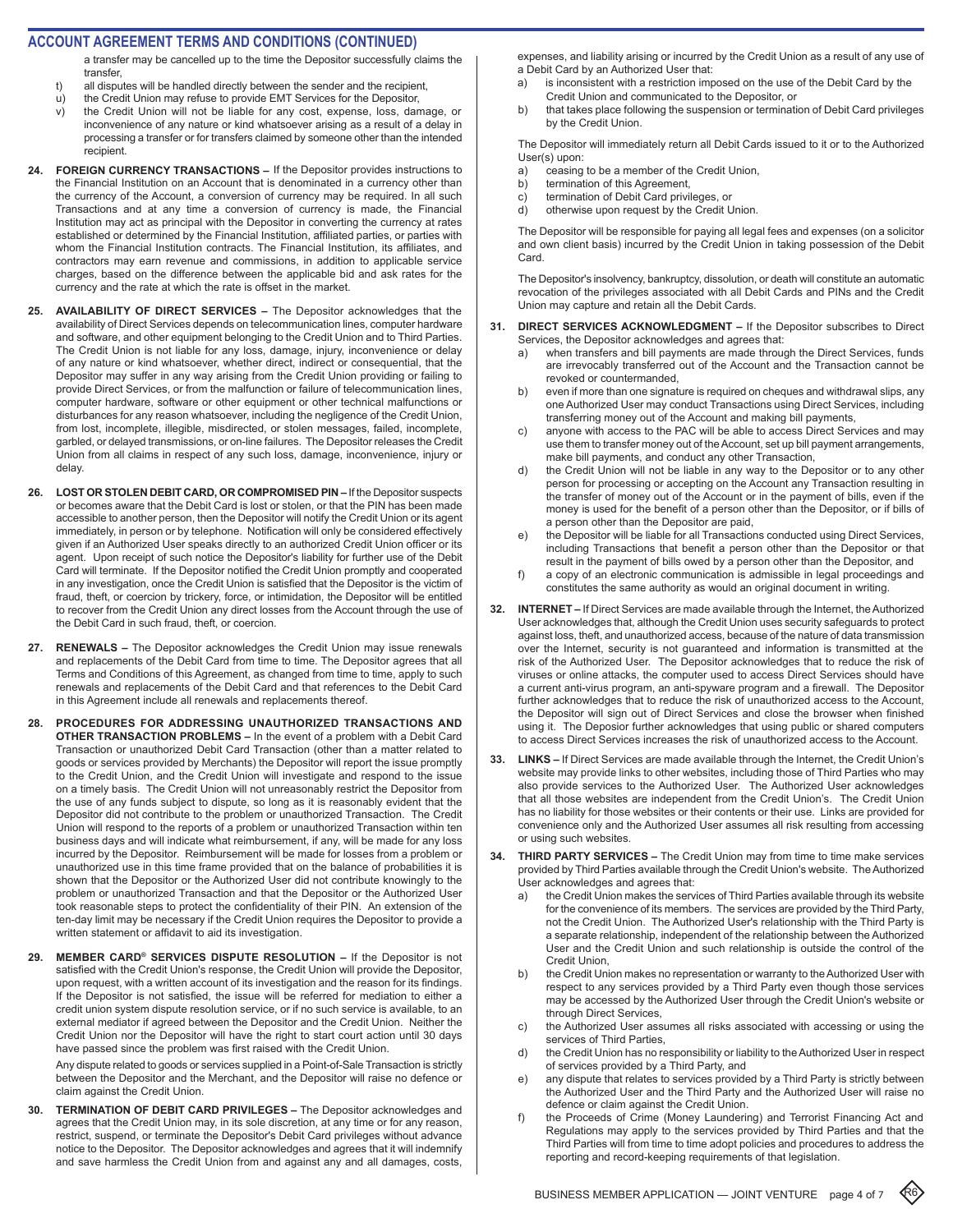## ACCOUNT AGREEMENT TERMS AND CONDITIONS (CONTINUED)

a transfer may be cancelled up to the time the Depositor successfully claims the transfer,

t) all disputes will be handled directly between the sender and the recipient,

u) the Credit Union may refuse to provide EMT Services for the Depositor,

v) the Credit Union will not be liable for any cost, expense, loss, damage, or inconvenience of any nature or kind whatsoever arising as a result of a delay in processing a transfer or for transfers claimed by someone other than the intended recipient.

**24. FOREIGN CURRENCY TRANSACTIONS –** If the Depositor provides instructions to the Financial Institution on an Account that is denominated in a currency other than the currency of the Account, a conversion of currency may be required. In all such Transactions and at any time a conversion of currency is made, the Financial Institution may act as principal with the Depositor in converting the currency at rates established or determined by the Financial Institution, affiliated parties, or parties with whom the Financial Institution contracts. The Financial Institution, its affiliates, and contractors may earn revenue and commissions, in addition to applicable service charges, based on the difference between the applicable bid and ask rates for the currency and the rate at which the rate is offset in the market.

**25. AVAILABILITY OF DIRECT SERVICES –** The Depositor acknowledges that the availability of Direct Services depends on telecommunication lines, computer hardware and software, and other equipment belonging to the Credit Union and to Third Parties. The Credit Union is not liable for any loss, damage, injury, inconvenience or delay of any nature or kind whatsoever, whether direct, indirect or consequential, that the Depositor may suffer in any way arising from the Credit Union providing or failing to provide Direct Services, or from the malfunction or failure of telecommunication lines, computer hardware, software or other equipment or other technical malfunctions or disturbances for any reason whatsoever, including the negligence of the Credit Union, from lost, incomplete, illegible, misdirected, or stolen messages, failed, incomplete, garbled, or delayed transmissions, or on-line failures. The Depositor releases the Credit Union from all claims in respect of any such loss, damage, inconvenience, injury or delay.

**26. LOST OR STOLEN DEBIT CARD, OR COMPROMISED PIN –** If the Depositor suspects or becomes aware that the Debit Card is lost or stolen, or that the PIN has been made accessible to another person, then the Depositor will notify the Credit Union or its agent immediately, in person or by telephone. Notification will only be considered effectively given if an Authorized User speaks directly to an authorized Credit Union officer or its agent. Upon receipt of such notice the Depositor's liability for further use of the Debit Card will terminate. If the Depositor notified the Credit Union promptly and cooperated in any investigation, once the Credit Union is satisfied that the Depositor is the victim of fraud, theft, or coercion by trickery, force, or intimidation, the Depositor will be entitled to recover from the Credit Union any direct losses from the Account through the use of the Debit Card in such fraud, theft, or coercion.

**27. RENEWALS –** The Depositor acknowledges the Credit Union may issue renewals and replacements of the Debit Card from time to time. The Depositor agrees that all Terms and Conditions of this Agreement, as changed from time to time, apply to such renewals and replacements of the Debit Card and that references to the Debit Card in this Agreement include all renewals and replacements thereof.

**28. PROCEDURES FOR ADDRESSING UNAUTHORIZED TRANSACTIONS AND OTHER TRANSACTION PROBLEMS –** In the event of a problem with a Debit Card Transaction or unauthorized Debit Card Transaction (other than a matter related to goods or services provided by Merchants) the Depositor will report the issue promptly to the Credit Union, and the Credit Union will investigate and respond to the issue on a timely basis. The Credit Union will not unreasonably restrict the Depositor from the use of any funds subject to dispute, so long as it is reasonably evident that the Depositor did not contribute to the problem or unauthorized Transaction. The Credit Union will respond to the reports of a problem or unauthorized Transaction within ten business days and will indicate what reimbursement, if any, will be made for any loss incurred by the Depositor. Reimbursement will be made for losses from a problem or unauthorized use in this time frame provided that on the balance of probabilities it is shown that the Depositor or the Authorized User did not contribute knowingly to the problem or unauthorized Transaction and that the Depositor or the Authorized User took reasonable steps to protect the confidentiality of their PIN. An extension of the ten-day limit may be necessary if the Credit Union requires the Depositor to provide a written statement or affidavit to aid its investigation.

**29. MEMBER CARD® SERVICES DISPUTE RESOLUTION –** If the Depositor is not satisfied with the Credit Union's response, the Credit Union will provide the Depositor, upon request, with a written account of its investigation and the reason for its findings. If the Depositor is not satisfied, the issue will be referred for mediation to either a credit union system dispute resolution service, or if no such service is available, to an external mediator if agreed between the Depositor and the Credit Union. Neither the Credit Union nor the Depositor will have the right to start court action until 30 days have passed since the problem was first raised with the Credit Union.

Any dispute related to goods or services supplied in a Point-of-Sale Transaction is strictly between the Depositor and the Merchant, and the Depositor will raise no defence or claim against the Credit Union.

**30. TERMINATION OF DEBIT CARD PRIVILEGES –** The Depositor acknowledges and agrees that the Credit Union may, in its sole discretion, at any time or for any reason, restrict, suspend, or terminate the Depositor's Debit Card privileges without advance notice to the Depositor. The Depositor acknowledges and agrees that it will indemnify and save harmless the Credit Union from and against any and all damages, costs, expenses, and liability arising or incurred by the Credit Union as a result of any use of a Debit Card by an Authorized User that:

a) is inconsistent with a restriction imposed on the use of the Debit Card by the Credit Union and communicated to the Depositor, or

b) that takes place following the suspension or termination of Debit Card privileges by the Credit Union.

The Depositor will immediately return all Debit Cards issued to it or to the Authorized User(s) upon:

a) ceasing to be a member of the Credit Union,

b) termination of this Agreement,

c) termination of Debit Card privileges, or

d) otherwise upon request by the Credit Union.

The Depositor will be responsible for paying all legal fees and expenses (on a solicitor and own client basis) incurred by the Credit Union in taking possession of the Debit Card.

The Depositor's insolvency, bankruptcy, dissolution, or death will constitute an automatic revocation of the privileges associated with all Debit Cards and PINs and the Credit Union may capture and retain all the Debit Cards.

**31. DIRECT SERVICES ACKNOWLEDGMENT –** If the Depositor subscribes to Direct Services, the Depositor acknowledges and agrees that:

a) when transfers and bill payments are made through the Direct Services, funds are irrevocably transferred out of the Account and the Transaction cannot be revoked or countermanded,

b) even if more than one signature is required on cheques and withdrawal slips, any one Authorized User may conduct Transactions using Direct Services, including transferring money out of the Account and making bill payments,

c) anyone with access to the PAC will be able to access Direct Services and may use them to transfer money out of the Account, set up bill payment arrangements, make bill payments, and conduct any other Transaction,

d) the Credit Union will not be liable in any way to the Depositor or to any other person for processing or accepting on the Account any Transaction resulting in the transfer of money out of the Account or in the payment of bills, even if the money is used for the benefit of a person other than the Depositor, or if bills of a person other than the Depositor are paid,

e) the Depositor will be liable for all Transactions conducted using Direct Services, including Transactions that benefit a person other than the Depositor or that result in the payment of bills owed by a person other than the Depositor, and

f) a copy of an electronic communication is admissible in legal proceedings and constitutes the same authority as would an original document in writing.

**32. INTERNET –** If Direct Services are made available through the Internet, the Authorized User acknowledges that, although the Credit Union uses security safeguards to protect against loss, theft, and unauthorized access, because of the nature of data transmission over the Internet, security is not guaranteed and information is transmitted at the risk of the Authorized User. The Depositor acknowledges that to reduce the risk of viruses or online attacks, the computer used to access Direct Services should have a current anti-virus program, an anti-spyware program and a firewall. The Depositor further acknowledges that to reduce the risk of unauthorized access to the Account, the Depositor will sign out of Direct Services and close the browser when finished using it. The Deposior further acknowledges that using public or shared computers to access Direct Services increases the risk of unauthorized access to the Account.

**33. LINKS –** If Direct Services are made available through the Internet, the Credit Union's website may provide links to other websites, including those of Third Parties who may also provide services to the Authorized User. The Authorized User acknowledges that all those websites are independent from the Credit Union's. The Credit Union has no liability for those websites or their contents or their use. Links are provided for convenience only and the Authorized User assumes all risk resulting from accessing or using such websites.

**34. THIRD PARTY SERVICES –** The Credit Union may from time to time make services provided by Third Parties available through the Credit Union's website. The Authorized User acknowledges and agrees that:

a) the Credit Union makes the services of Third Parties available through its website for the convenience of its members. The services are provided by the Third Party, not the Credit Union. The Authorized User's relationship with the Third Party is a separate relationship, independent of the relationship between the Authorized User and the Credit Union and such relationship is outside the control of the Credit Union,

b) the Credit Union makes no representation or warranty to the Authorized User with respect to any services provided by a Third Party even though those services may be accessed by the Authorized User through the Credit Union's website or through Direct Services,

c) the Authorized User assumes all risks associated with accessing or using the services of Third Parties,

d) the Credit Union has no responsibility or liability to the Authorized User in respect of services provided by a Third Party, and

e) any dispute that relates to services provided by a Third Party is strictly between the Authorized User and the Third Party and the Authorized User will raise no defence or claim against the Credit Union.

f) the Proceeds of Crime (Money Laundering) and Terrorist Financing Act and Regulations may apply to the services provided by Third Parties and that the Third Parties will from time to time adopt policies and procedures to address the reporting and record-keeping requirements of that legislation.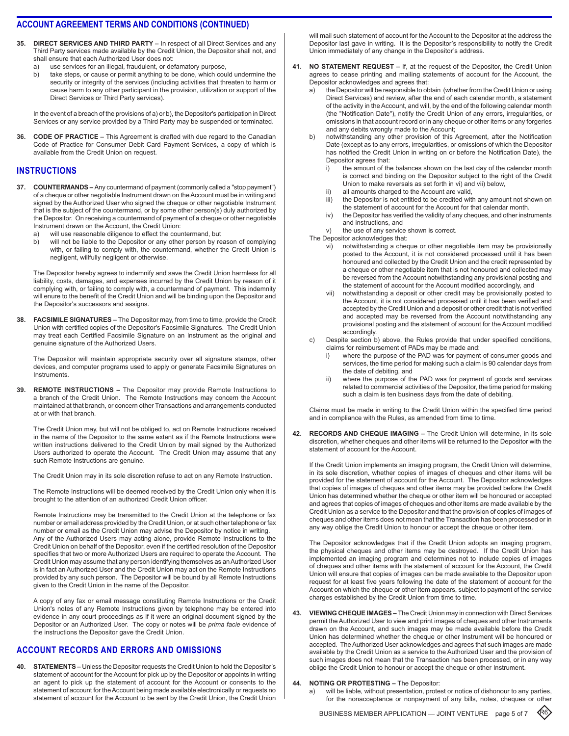## ACCOUNT AGREEMENT TERMS AND CONDITIONS (CONTINUED)

**35. DIRECT SERVICES AND THIRD PARTY –** In respect of all Direct Services and any Third Party services made available by the Credit Union, the Depositor shall not, and shall ensure that each Authorized User does not:

a) use services for an illegal, fraudulent, or defamatory purpose,

b) take steps, or cause or permit anything to be done, which could undermine the security or integrity of the services (including activities that threaten to harm or cause harm to any other participant in the provision, utilization or support of the Direct Services or Third Party services).

In the event of a breach of the provisions of a) or b), the Depositor's participation in Direct Services or any service provided by a Third Party may be suspended or terminated.

**36. CODE OF PRACTICE –** This Agreement is drafted with due regard to the Canadian Code of Practice for Consumer Debit Card Payment Services, a copy of which is available from the Credit Union on request.

## INSTRUCTIONS

**37. COUNTERMANDS –** Any countermand of payment (commonly called a "stop payment") of a cheque or other negotiable Instrument drawn on the Account must be in writing and signed by the Authorized User who signed the cheque or other negotiable Instrument that is the subject of the countermand, or by some other person(s) duly authorized by the Depositor. On receiving a countermand of payment of a cheque or other negotiable Instrument drawn on the Account, the Credit Union:

a) will use reasonable diligence to effect the countermand, but

b) will not be liable to the Depositor or any other person by reason of complying with, or failing to comply with, the countermand, whether the Credit Union is negligent, willfully negligent or otherwise.

The Depositor hereby agrees to indemnify and save the Credit Union harmless for all liability, costs, damages, and expenses incurred by the Credit Union by reason of it complying with, or failing to comply with, a countermand of payment. This indemnity will enure to the benefit of the Credit Union and will be binding upon the Depositor and the Depositor's successors and assigns.

**38. FACSIMILE SIGNATURES –** The Depositor may, from time to time, provide the Credit Union with certified copies of the Depositor's Facsimile Signatures. The Credit Union may treat each Certified Facsimile Signature on an Instrument as the original and genuine signature of the Authorized Users.

The Depositor will maintain appropriate security over all signature stamps, other devices, and computer programs used to apply or generate Facsimile Signatures on Instruments.

**39. REMOTE INSTRUCTIONS –** The Depositor may provide Remote Instructions to a branch of the Credit Union. The Remote Instructions may concern the Account maintained at that branch, or concern other Transactions and arrangements conducted at or with that branch.

The Credit Union may, but will not be obliged to, act on Remote Instructions received in the name of the Depositor to the same extent as if the Remote Instructions were written instructions delivered to the Credit Union by mail signed by the Authorized Users authorized to operate the Account. The Credit Union may assume that any such Remote Instructions are genuine.

The Credit Union may in its sole discretion refuse to act on any Remote Instruction.

The Remote Instructions will be deemed received by the Credit Union only when it is brought to the attention of an authorized Credit Union officer.

Remote Instructions may be transmitted to the Credit Union at the telephone or fax number or email address provided by the Credit Union, or at such other telephone or fax number or email as the Credit Union may advise the Depositor by notice in writing. Any of the Authorized Users may acting alone, provide Remote Instructions to the Credit Union on behalf of the Depositor, even if the certified resolution of the Depositor specifies that two or more Authorized Users are required to operate the Account. The Credit Union may assume that any person identifying themselves as an Authorized User is in fact an Authorized User and the Credit Union may act on the Remote Instructions provided by any such person. The Depositor will be bound by all Remote Instructions given to the Credit Union in the name of the Depositor.

A copy of any fax or email message constituting Remote Instructions or the Credit Union's notes of any Remote Instructions given by telephone may be entered into evidence in any court proceedings as if it were an original document signed by the Depositor or an Authorized User. The copy or notes will be *prima facie* evidence of the instructions the Depositor gave the Credit Union.

## ACCOUNT RECORDS AND ERRORS AND OMISSIONS

**40. STATEMENTS –** Unless the Depositor requests the Credit Union to hold the Depositor's statement of account for the Account for pick up by the Depositor or appoints in writing an agent to pick up the statement of account for the Account or consents to the statement of account for the Account being made available electronically or requests no statement of account for the Account to be sent by the Credit Union, the Credit Union will mail such statement of account for the Account to the Depositor at the address the Depositor last gave in writing. It is the Depositor's responsibility to notify the Credit Union immediately of any change in the Depositor's address.

**41. NO STATEMENT REQUEST –** If, at the request of the Depositor, the Credit Union agrees to cease printing and mailing statements of account for the Account, the Depositor acknowledges and agrees that:

a) the Depositor will be responsible to obtain (whether from the Credit Union or using Direct Services) and review, after the end of each calendar month, a statement of the activity in the Account, and will, by the end of the following calendar month (the "Notification Date"), notify the Credit Union of any errors, irregularities, or omissions in that account record or in any cheque or other items or any forgeries and any debits wrongly made to the Account;

b) notwithstanding any other provision of this Agreement, after the Notification Date (except as to any errors, irregularities, or omissions of which the Depositor has notified the Credit Union in writing on or before the Notification Date), the Depositor agrees that:

   i) the amount of the balances shown on the last day of the calendar month is correct and binding on the Depositor subject to the right of the Credit Union to make reversals as set forth in vi) and vii) below,
   
   ii) all amounts charged to the Account are valid,
   
   iii) the Depositor is not entitled to be credited with any amount not shown on the statement of account for the Account for that calendar month.
   
   iv) the Depositor has verified the validity of any cheques, and other instruments and instructions, and
   
   v) the use of any service shown is correct.

The Depositor acknowledges that:

   vi) notwithstanding a cheque or other negotiable item may be provisionally posted to the Account, it is not considered processed until it has been honoured and collected by the Credit Union and the credit represented by a cheque or other negotiable item that is not honoured and collected may be reversed from the Account notwithstanding any provisional posting and the statement of account for the Account modified accordingly, and
   
   vii) notwithstanding a deposit or other credit may be provisionally posted to the Account, it is not considered processed until it has been verified and accepted by the Credit Union and a deposit or other credit that is not verified and accepted may be reversed from the Account notwithstanding any provisional posting and the statement of account for the Account modified accordingly.

c) Despite section b) above, the Rules provide that under specified conditions, claims for reimbursement of PADs may be made and:

   i) where the purpose of the PAD was for payment of consumer goods and services, the time period for making such a claim is 90 calendar days from the date of debiting, and
   
   ii) where the purpose of the PAD was for payment of goods and services related to commercial activities of the Depositor, the time period for making such a claim is ten business days from the date of debiting.

Claims must be made in writing to the Credit Union within the specified time period and in compliance with the Rules, as amended from time to time.

**42. RECORDS AND CHEQUE IMAGING –** The Credit Union will determine, in its sole discretion, whether cheques and other items will be returned to the Depositor with the statement of account for the Account.

If the Credit Union implements an imaging program, the Credit Union will determine, in its sole discretion, whether copies of images of cheques and other items will be provided for the statement of account for the Account. The Depositor acknowledges that copies of images of cheques and other items may be provided before the Credit Union has determined whether the cheque or other item will be honoured or accepted and agrees that copies of images of cheques and other items are made available by the Credit Union as a service to the Depositor and that the provision of copies of images of cheques and other items does not mean that the Transaction has been processed or in any way oblige the Credit Union to honour or accept the cheque or other item.

The Depositor acknowledges that if the Credit Union adopts an imaging program, the physical cheques and other items may be destroyed. If the Credit Union has implemented an imaging program and determines not to include copies of images of cheques and other items with the statement of account for the Account, the Credit Union will ensure that copies of images can be made available to the Depositor upon request for at least five years following the date of the statement of account for the Account on which the cheque or other item appears, subject to payment of the service charges established by the Credit Union from time to time.

**43. VIEWING CHEQUE IMAGES –** The Credit Union may in connection with Direct Services permit the Authorized User to view and print images of cheques and other Instruments drawn on the Account, and such images may be made available before the Credit Union has determined whether the cheque or other Instrument will be honoured or accepted. The Authorized User acknowledges and agrees that such images are made available by the Credit Union as a service to the Authorized User and the provision of such images does not mean that the Transaction has been processed, or in any way oblige the Credit Union to honour or accept the cheque or other Instrument.

**44. NOTING OR PROTESTING –** The Depositor:

a) will be liable, without presentation, protest or notice of dishonour to any parties, for the nonacceptance or nonpayment of any bills, notes, cheques or other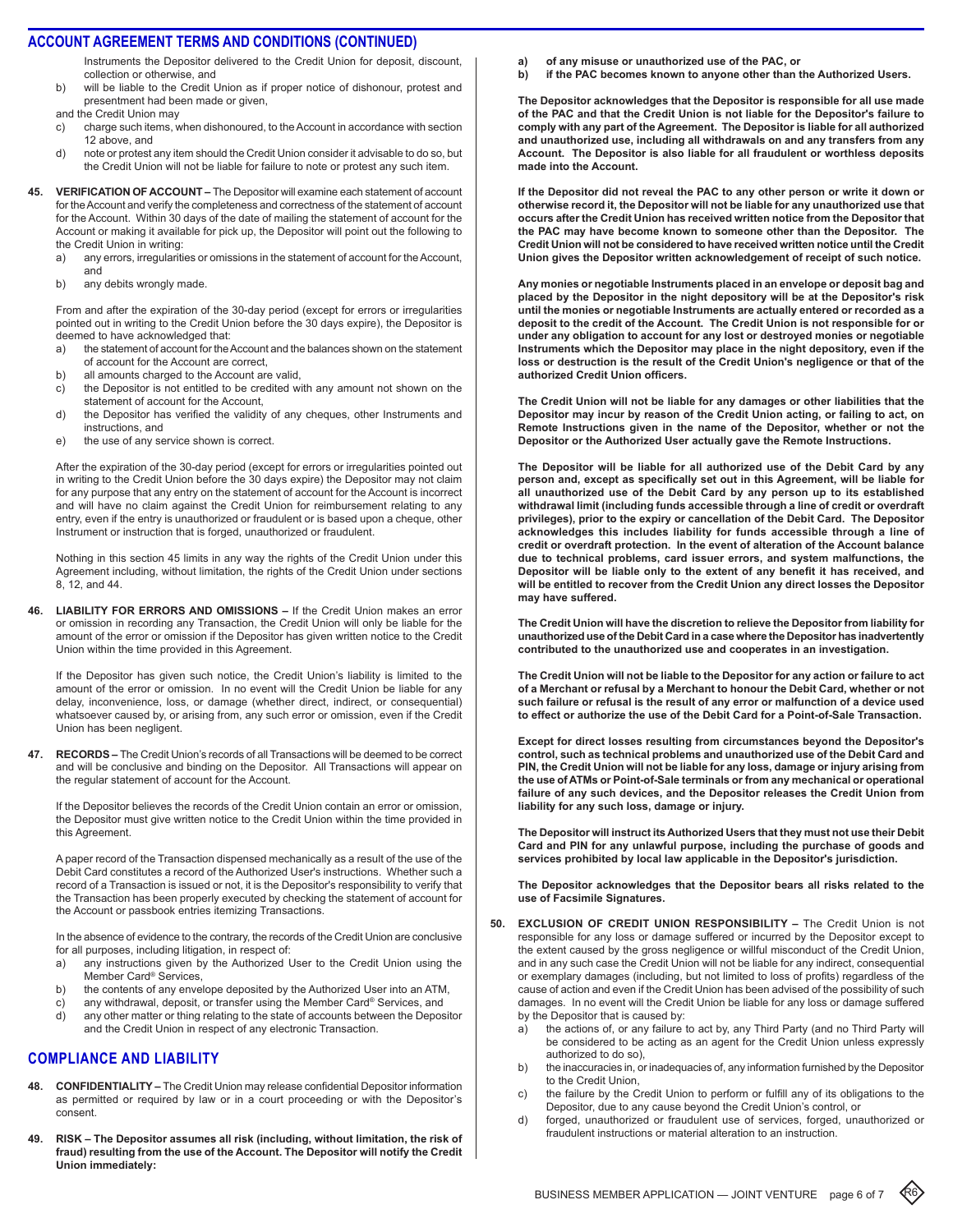## ACCOUNT AGREEMENT TERMS AND CONDITIONS (CONTINUED)

Instruments the Depositor delivered to the Credit Union for deposit, discount, collection or otherwise, and

b) will be liable to the Credit Union as if proper notice of dishonour, protest and presentment had been made or given,

and the Credit Union may

c) charge such items, when dishonoured, to the Account in accordance with section 12 above, and

d) note or protest any item should the Credit Union consider it advisable to do so, but the Credit Union will not be liable for failure to note or protest any such item.

**45. VERIFICATION OF ACCOUNT –** The Depositor will examine each statement of account for the Account and verify the completeness and correctness of the statement of account for the Account. Within 30 days of the date of mailing the statement of account for the Account or making it available for pick up, the Depositor will point out the following to the Credit Union in writing:

a) any errors, irregularities or omissions in the statement of account for the Account, and

b) any debits wrongly made.

From and after the expiration of the 30-day period (except for errors or irregularities pointed out in writing to the Credit Union before the 30 days expire), the Depositor is deemed to have acknowledged that:

a) the statement of account for the Account and the balances shown on the statement of account for the Account are correct,

b) all amounts charged to the Account are valid,

c) the Depositor is not entitled to be credited with any amount not shown on the statement of account for the Account,

d) the Depositor has verified the validity of any cheques, other Instruments and instructions, and

e) the use of any service shown is correct.

After the expiration of the 30-day period (except for errors or irregularities pointed out in writing to the Credit Union before the 30 days expire) the Depositor may not claim for any purpose that any entry on the statement of account for the Account is incorrect and will have no claim against the Credit Union for reimbursement relating to any entry, even if the entry is unauthorized or fraudulent or is based upon a cheque, other Instrument or instruction that is forged, unauthorized or fraudulent.

Nothing in this section 45 limits in any way the rights of the Credit Union under this Agreement including, without limitation, the rights of the Credit Union under sections 8, 12, and 44.

**46. LIABILITY FOR ERRORS AND OMISSIONS –** If the Credit Union makes an error or omission in recording any Transaction, the Credit Union will only be liable for the amount of the error or omission if the Depositor has given written notice to the Credit Union within the time provided in this Agreement.

If the Depositor has given such notice, the Credit Union's liability is limited to the amount of the error or omission. In no event will the Credit Union be liable for any delay, inconvenience, loss, or damage (whether direct, indirect, or consequential) whatsoever caused by, or arising from, any such error or omission, even if the Credit Union has been negligent.

**47. RECORDS –** The Credit Union's records of all Transactions will be deemed to be correct and will be conclusive and binding on the Depositor. All Transactions will appear on the regular statement of account for the Account.

If the Depositor believes the records of the Credit Union contain an error or omission, the Depositor must give written notice to the Credit Union within the time provided in this Agreement.

A paper record of the Transaction dispensed mechanically as a result of the use of the Debit Card constitutes a record of the Authorized User's instructions. Whether such a record of a Transaction is issued or not, it is the Depositor's responsibility to verify that the Transaction has been properly executed by checking the statement of account for the Account or passbook entries itemizing Transactions.

In the absence of evidence to the contrary, the records of the Credit Union are conclusive for all purposes, including litigation, in respect of:

a) any instructions given by the Authorized User to the Credit Union using the Member Card® Services,

b) the contents of any envelope deposited by the Authorized User into an ATM,

c) any withdrawal, deposit, or transfer using the Member Card® Services, and

d) any other matter or thing relating to the state of accounts between the Depositor and the Credit Union in respect of any electronic Transaction.

## COMPLIANCE AND LIABILITY

**48. CONFIDENTIALITY –** The Credit Union may release confidential Depositor information as permitted or required by law or in a court proceeding or with the Depositor's consent.

**49. RISK – The Depositor assumes all risk (including, without limitation, the risk of fraud) resulting from the use of the Account. The Depositor will notify the Credit Union immediately:**

**a) of any misuse or unauthorized use of the PAC, or**

**b) if the PAC becomes known to anyone other than the Authorized Users.**

**The Depositor acknowledges that the Depositor is responsible for all use made of the PAC and that the Credit Union is not liable for the Depositor's failure to comply with any part of the Agreement. The Depositor is liable for all authorized and unauthorized use, including all withdrawals on and any transfers from any Account. The Depositor is also liable for all fraudulent or worthless deposits made into the Account.**

**If the Depositor did not reveal the PAC to any other person or write it down or otherwise record it, the Depositor will not be liable for any unauthorized use that occurs after the Credit Union has received written notice from the Depositor that the PAC may have become known to someone other than the Depositor. The Credit Union will not be considered to have received written notice until the Credit Union gives the Depositor written acknowledgement of receipt of such notice.**

**Any monies or negotiable Instruments placed in an envelope or deposit bag and placed by the Depositor in the night depository will be at the Depositor's risk until the monies or negotiable Instruments are actually entered or recorded as a deposit to the credit of the Account. The Credit Union is not responsible for or under any obligation to account for any lost or destroyed monies or negotiable Instruments which the Depositor may place in the night depository, even if the loss or destruction is the result of the Credit Union's negligence or that of the authorized Credit Union officers.**

**The Credit Union will not be liable for any damages or other liabilities that the Depositor may incur by reason of the Credit Union acting, or failing to act, on Remote Instructions given in the name of the Depositor, whether or not the Depositor or the Authorized User actually gave the Remote Instructions.**

**The Depositor will be liable for all authorized use of the Debit Card by any person and, except as specifically set out in this Agreement, will be liable for all unauthorized use of the Debit Card by any person up to its established withdrawal limit (including funds accessible through a line of credit or overdraft privileges), prior to the expiry or cancellation of the Debit Card. The Depositor acknowledges this includes liability for funds accessible through a line of credit or overdraft protection. In the event of alteration of the Account balance due to technical problems, card issuer errors, and system malfunctions, the Depositor will be liable only to the extent of any benefit it has received, and will be entitled to recover from the Credit Union any direct losses the Depositor may have suffered.**

**The Credit Union will have the discretion to relieve the Depositor from liability for unauthorized use of the Debit Card in a case where the Depositor has inadvertently contributed to the unauthorized use and cooperates in an investigation.**

**The Credit Union will not be liable to the Depositor for any action or failure to act of a Merchant or refusal by a Merchant to honour the Debit Card, whether or not such failure or refusal is the result of any error or malfunction of a device used to effect or authorize the use of the Debit Card for a Point-of-Sale Transaction.**

**Except for direct losses resulting from circumstances beyond the Depositor's control, such as technical problems and unauthorized use of the Debit Card and PIN, the Credit Union will not be liable for any loss, damage or injury arising from the use of ATMs or Point-of-Sale terminals or from any mechanical or operational failure of any such devices, and the Depositor releases the Credit Union from liability for any such loss, damage or injury.**

**The Depositor will instruct its Authorized Users that they must not use their Debit Card and PIN for any unlawful purpose, including the purchase of goods and services prohibited by local law applicable in the Depositor's jurisdiction.**

**The Depositor acknowledges that the Depositor bears all risks related to the use of Facsimile Signatures.**

**50. EXCLUSION OF CREDIT UNION RESPONSIBILITY –** The Credit Union is not responsible for any loss or damage suffered or incurred by the Depositor except to the extent caused by the gross negligence or willful misconduct of the Credit Union, and in any such case the Credit Union will not be liable for any indirect, consequential or exemplary damages (including, but not limited to loss of profits) regardless of the cause of action and even if the Credit Union has been advised of the possibility of such damages. In no event will the Credit Union be liable for any loss or damage suffered by the Depositor that is caused by:

a) the actions of, or any failure to act by, any Third Party (and no Third Party will be considered to be acting as an agent for the Credit Union unless expressly authorized to do so),

b) the inaccuracies in, or inadequacies of, any information furnished by the Depositor to the Credit Union,

c) the failure by the Credit Union to perform or fulfill any of its obligations to the Depositor, due to any cause beyond the Credit Union's control, or

d) forged, unauthorized or fraudulent use of services, forged, unauthorized or fraudulent instructions or material alteration to an instruction.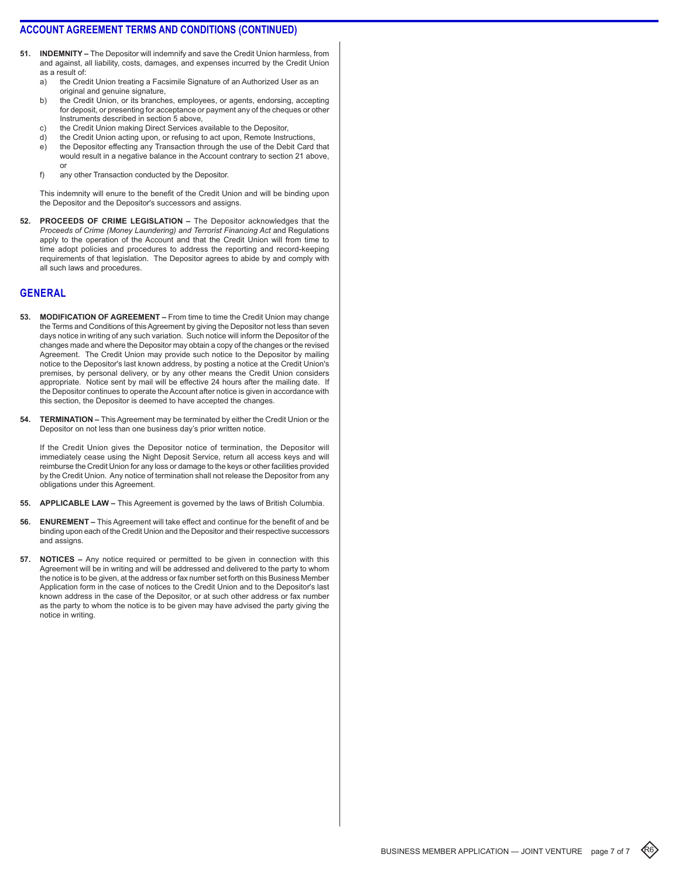## ACCOUNT AGREEMENT TERMS AND CONDITIONS (CONTINUED)

51. **INDEMNITY –** The Depositor will indemnify and save the Credit Union harmless, from and against, all liability, costs, damages, and expenses incurred by the Credit Union as a result of:
    a) the Credit Union treating a Facsimile Signature of an Authorized User as an original and genuine signature,
    b) the Credit Union, or its branches, employees, or agents, endorsing, accepting for deposit, or presenting for acceptance or payment any of the cheques or other Instruments described in section 5 above,
    c) the Credit Union making Direct Services available to the Depositor,
    d) the Credit Union acting upon, or refusing to act upon, Remote Instructions,
    e) the Depositor effecting any Transaction through the use of the Debit Card that would result in a negative balance in the Account contrary to section 21 above, or
    f) any other Transaction conducted by the Depositor.

    This indemnity will enure to the benefit of the Credit Union and will be binding upon the Depositor and the Depositor's successors and assigns.

52. **PROCEEDS OF CRIME LEGISLATION –** The Depositor acknowledges that the *Proceeds of Crime (Money Laundering) and Terrorist Financing Act* and Regulations apply to the operation of the Account and that the Credit Union will from time to time adopt policies and procedures to address the reporting and record-keeping requirements of that legislation. The Depositor agrees to abide by and comply with all such laws and procedures.

## GENERAL

53. **MODIFICATION OF AGREEMENT –** From time to time the Credit Union may change the Terms and Conditions of this Agreement by giving the Depositor not less than seven days notice in writing of any such variation. Such notice will inform the Depositor of the changes made and where the Depositor may obtain a copy of the changes or the revised Agreement. The Credit Union may provide such notice to the Depositor by mailing notice to the Depositor's last known address, by posting a notice at the Credit Union's premises, by personal delivery, or by any other means the Credit Union considers appropriate. Notice sent by mail will be effective 24 hours after the mailing date. If the Depositor continues to operate the Account after notice is given in accordance with this section, the Depositor is deemed to have accepted the changes.

54. **TERMINATION –** This Agreement may be terminated by either the Credit Union or the Depositor on not less than one business day's prior written notice.

    If the Credit Union gives the Depositor notice of termination, the Depositor will immediately cease using the Night Deposit Service, return all access keys and will reimburse the Credit Union for any loss or damage to the keys or other facilities provided by the Credit Union. Any notice of termination shall not release the Depositor from any obligations under this Agreement.

55. **APPLICABLE LAW –** This Agreement is governed by the laws of British Columbia.

56. **ENUREMENT –** This Agreement will take effect and continue for the benefit of and be binding upon each of the Credit Union and the Depositor and their respective successors and assigns.

57. **NOTICES –** Any notice required or permitted to be given in connection with this Agreement will be in writing and will be addressed and delivered to the party to whom the notice is to be given, at the address or fax number set forth on this Business Member Application form in the case of notices to the Credit Union and to the Depositor's last known address in the case of the Depositor, or at such other address or fax number as the party to whom the notice is to be given may have advised the party giving the notice in writing.